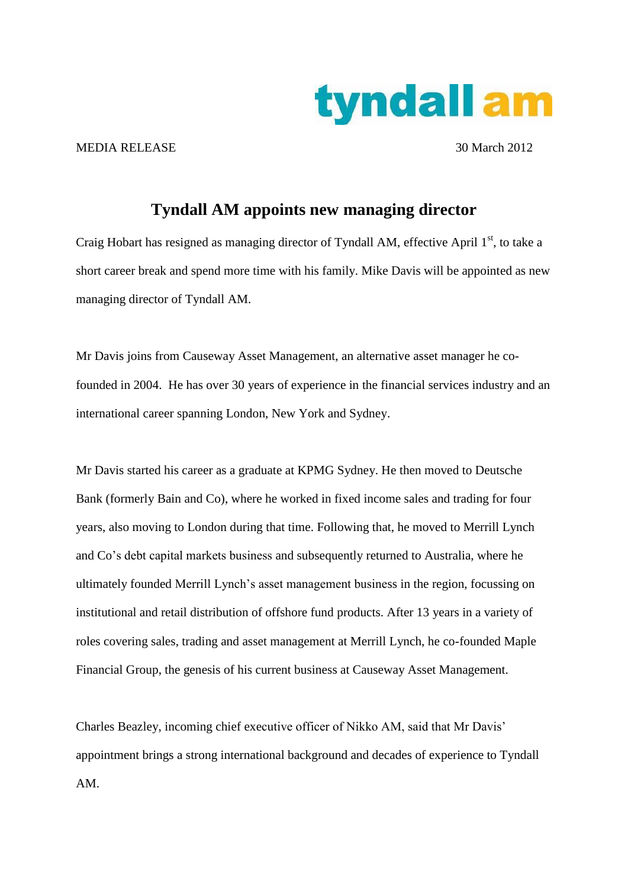tyndall am

MEDIA RELEASE 30 March 2012

# Tyndall AM appoints new managing director

Craig Hobart has resigned as managing director of Tyndall AM, effective April 1st, to take a short career break and spend more time with his family. Mike Davis will be appointed as new managing director of Tyndall AM.

Mr Davis joins from Causeway Asset Management, an alternative asset manager he co-founded in 2004. He has over 30 years of experience in the financial services industry and an international career spanning London, New York and Sydney.

Mr Davis started his career as a graduate at KPMG Sydney. He then moved to Deutsche Bank (formerly Bain and Co), where he worked in fixed income sales and trading for four years, also moving to London during that time. Following that, he moved to Merrill Lynch and Co's debt capital markets business and subsequently returned to Australia, where he ultimately founded Merrill Lynch's asset management business in the region, focussing on institutional and retail distribution of offshore fund products. After 13 years in a variety of roles covering sales, trading and asset management at Merrill Lynch, he co-founded Maple Financial Group, the genesis of his current business at Causeway Asset Management.

Charles Beazley, incoming chief executive officer of Nikko AM, said that Mr Davis' appointment brings a strong international background and decades of experience to Tyndall AM.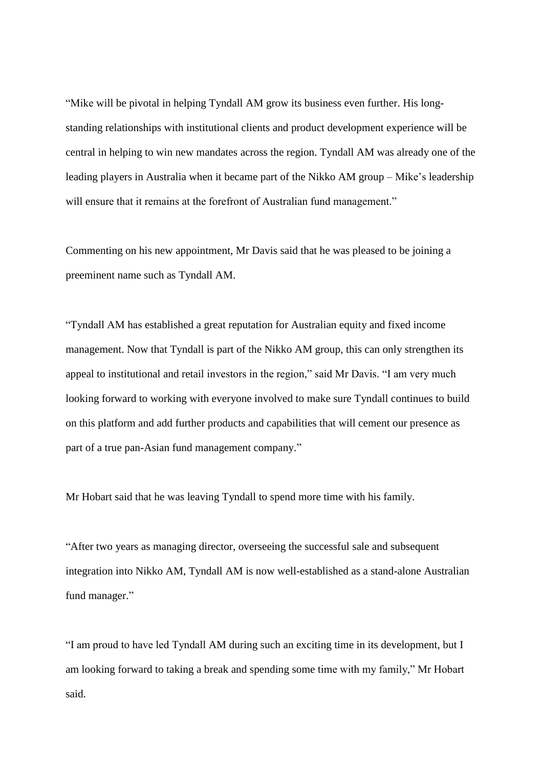"Mike will be pivotal in helping Tyndall AM grow its business even further. His long-standing relationships with institutional clients and product development experience will be central in helping to win new mandates across the region. Tyndall AM was already one of the leading players in Australia when it became part of the Nikko AM group – Mike's leadership will ensure that it remains at the forefront of Australian fund management."

Commenting on his new appointment, Mr Davis said that he was pleased to be joining a preeminent name such as Tyndall AM.

"Tyndall AM has established a great reputation for Australian equity and fixed income management. Now that Tyndall is part of the Nikko AM group, this can only strengthen its appeal to institutional and retail investors in the region," said Mr Davis. "I am very much looking forward to working with everyone involved to make sure Tyndall continues to build on this platform and add further products and capabilities that will cement our presence as part of a true pan-Asian fund management company."

Mr Hobart said that he was leaving Tyndall to spend more time with his family.

"After two years as managing director, overseeing the successful sale and subsequent integration into Nikko AM, Tyndall AM is now well-established as a stand-alone Australian fund manager."

"I am proud to have led Tyndall AM during such an exciting time in its development, but I am looking forward to taking a break and spending some time with my family," Mr Hobart said.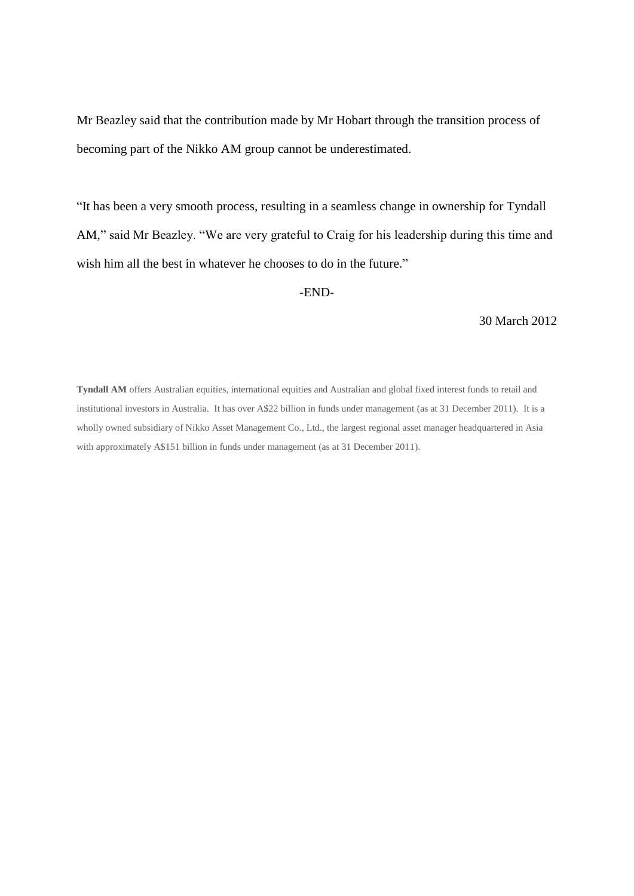Mr Beazley said that the contribution made by Mr Hobart through the transition process of becoming part of the Nikko AM group cannot be underestimated.

"It has been a very smooth process, resulting in a seamless change in ownership for Tyndall AM," said Mr Beazley. "We are very grateful to Craig for his leadership during this time and wish him all the best in whatever he chooses to do in the future."

-END-

30 March 2012

**Tyndall AM** offers Australian equities, international equities and Australian and global fixed interest funds to retail and institutional investors in Australia. It has over A$22 billion in funds under management (as at 31 December 2011). It is a wholly owned subsidiary of Nikko Asset Management Co., Ltd., the largest regional asset manager headquartered in Asia with approximately A$151 billion in funds under management (as at 31 December 2011).